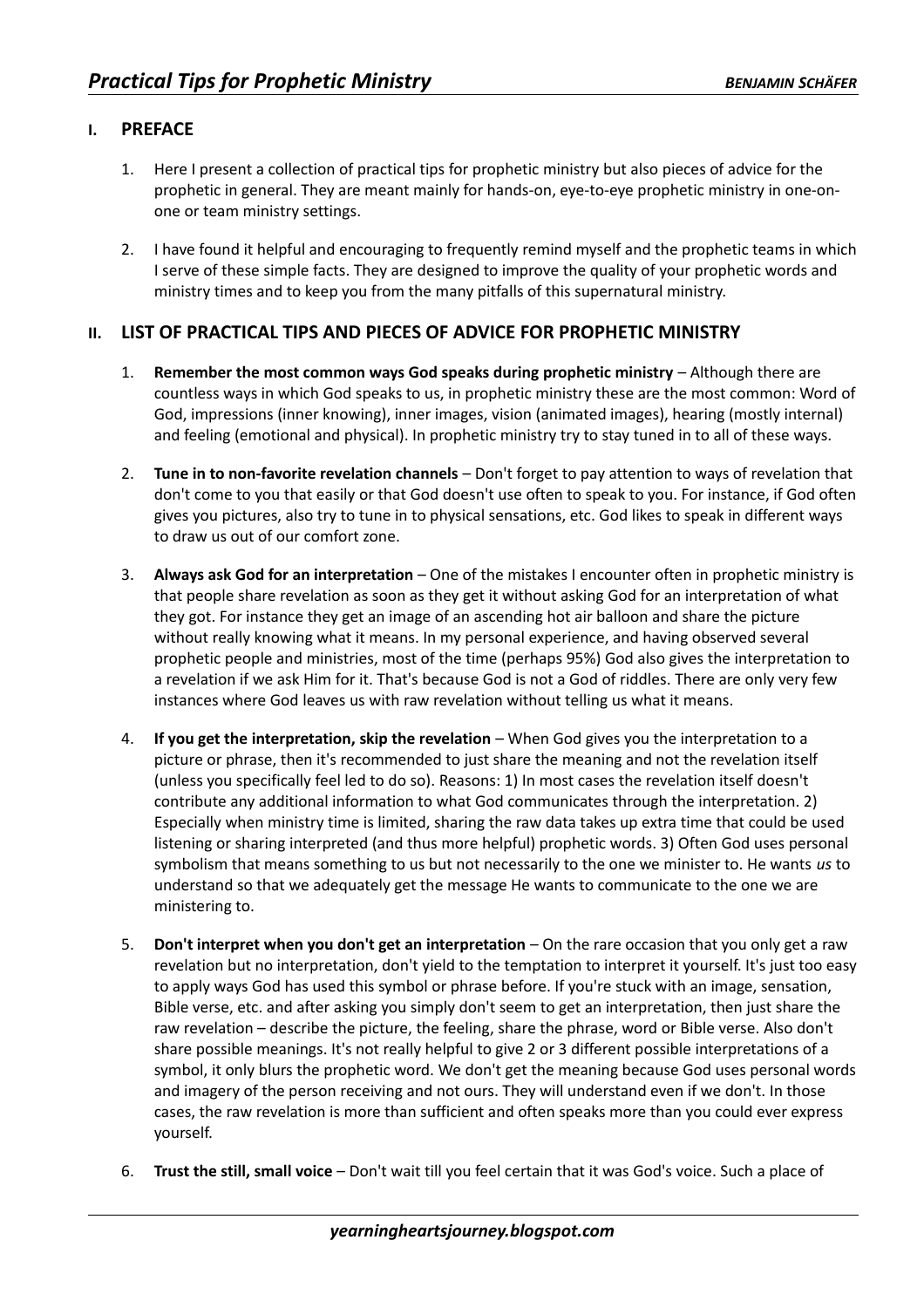# *Practical Tips for Prophetic Ministry*

## I. PREFACE

1. Here I present a collection of practical tips for prophetic ministry but also pieces of advice for the prophetic in general. They are meant mainly for hands-on, eye-to-eye prophetic ministry in one-on-one or team ministry settings.

2. I have found it helpful and encouraging to frequently remind myself and the prophetic teams in which I serve of these simple facts. They are designed to improve the quality of your prophetic words and ministry times and to keep you from the many pitfalls of this supernatural ministry.

## II. LIST OF PRACTICAL TIPS AND PIECES OF ADVICE FOR PROPHETIC MINISTRY

1. **Remember the most common ways God speaks during prophetic ministry** – Although there are countless ways in which God speaks to us, in prophetic ministry these are the most common: Word of God, impressions (inner knowing), inner images, vision (animated images), hearing (mostly internal) and feeling (emotional and physical). In prophetic ministry try to stay tuned in to all of these ways.

2. **Tune in to non-favorite revelation channels** – Don't forget to pay attention to ways of revelation that don't come to you that easily or that God doesn't use often to speak to you. For instance, if God often gives you pictures, also try to tune in to physical sensations, etc. God likes to speak in different ways to draw us out of our comfort zone.

3. **Always ask God for an interpretation** – One of the mistakes I encounter often in prophetic ministry is that people share revelation as soon as they get it without asking God for an interpretation of what they got. For instance they get an image of an ascending hot air balloon and share the picture without really knowing what it means. In my personal experience, and having observed several prophetic people and ministries, most of the time (perhaps 95%) God also gives the interpretation to a revelation if we ask Him for it. That's because God is not a God of riddles. There are only very few instances where God leaves us with raw revelation without telling us what it means.

4. **If you get the interpretation, skip the revelation** – When God gives you the interpretation to a picture or phrase, then it's recommended to just share the meaning and not the revelation itself (unless you specifically feel led to do so). Reasons: 1) In most cases the revelation itself doesn't contribute any additional information to what God communicates through the interpretation. 2) Especially when ministry time is limited, sharing the raw data takes up extra time that could be used listening or sharing interpreted (and thus more helpful) prophetic words. 3) Often God uses personal symbolism that means something to us but not necessarily to the one we minister to. He wants *us* to understand so that we adequately get the message He wants to communicate to the one we are ministering to.

5. **Don't interpret when you don't get an interpretation** – On the rare occasion that you only get a raw revelation but no interpretation, don't yield to the temptation to interpret it yourself. It's just too easy to apply ways God has used this symbol or phrase before. If you're stuck with an image, sensation, Bible verse, etc. and after asking you simply don't seem to get an interpretation, then just share the raw revelation – describe the picture, the feeling, share the phrase, word or Bible verse. Also don't share possible meanings. It's not really helpful to give 2 or 3 different possible interpretations of a symbol, it only blurs the prophetic word. We don't get the meaning because God uses personal words and imagery of the person receiving and not ours. They will understand even if we don't. In those cases, the raw revelation is more than sufficient and often speaks more than you could ever express yourself.

6. **Trust the still, small voice** – Don't wait till you feel certain that it was God's voice. Such a place of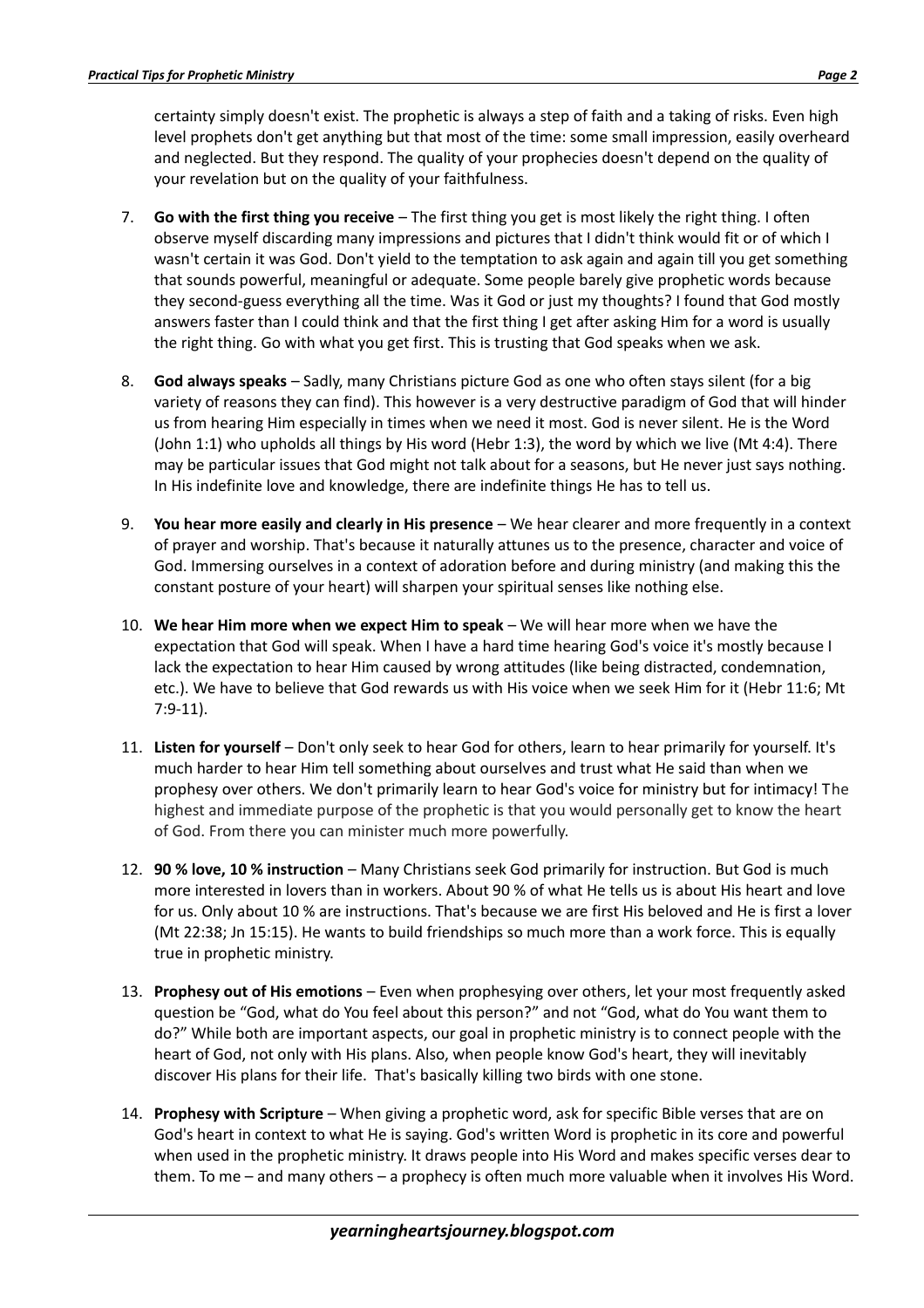certainty simply doesn't exist. The prophetic is always a step of faith and a taking of risks. Even high level prophets don't get anything but that most of the time: some small impression, easily overheard and neglected. But they respond. The quality of your prophecies doesn't depend on the quality of your revelation but on the quality of your faithfulness.

7. **Go with the first thing you receive** – The first thing you get is most likely the right thing. I often observe myself discarding many impressions and pictures that I didn't think would fit or of which I wasn't certain it was God. Don't yield to the temptation to ask again and again till you get something that sounds powerful, meaningful or adequate. Some people barely give prophetic words because they second-guess everything all the time. Was it God or just my thoughts? I found that God mostly answers faster than I could think and that the first thing I get after asking Him for a word is usually the right thing. Go with what you get first. This is trusting that God speaks when we ask.

8. **God always speaks** – Sadly, many Christians picture God as one who often stays silent (for a big variety of reasons they can find). This however is a very destructive paradigm of God that will hinder us from hearing Him especially in times when we need it most. God is never silent. He is the Word (John 1:1) who upholds all things by His word (Hebr 1:3), the word by which we live (Mt 4:4). There may be particular issues that God might not talk about for a seasons, but He never just says nothing. In His indefinite love and knowledge, there are indefinite things He has to tell us.

9. **You hear more easily and clearly in His presence** – We hear clearer and more frequently in a context of prayer and worship. That's because it naturally attunes us to the presence, character and voice of God. Immersing ourselves in a context of adoration before and during ministry (and making this the constant posture of your heart) will sharpen your spiritual senses like nothing else.

10. **We hear Him more when we expect Him to speak** – We will hear more when we have the expectation that God will speak. When I have a hard time hearing God's voice it's mostly because I lack the expectation to hear Him caused by wrong attitudes (like being distracted, condemnation, etc.). We have to believe that God rewards us with His voice when we seek Him for it (Hebr 11:6; Mt 7:9-11).

11. **Listen for yourself** – Don't only seek to hear God for others, learn to hear primarily for yourself. It's much harder to hear Him tell something about ourselves and trust what He said than when we prophesy over others. We don't primarily learn to hear God's voice for ministry but for intimacy! The highest and immediate purpose of the prophetic is that you would personally get to know the heart of God. From there you can minister much more powerfully.

12. **90 % love, 10 % instruction** – Many Christians seek God primarily for instruction. But God is much more interested in lovers than in workers. About 90 % of what He tells us is about His heart and love for us. Only about 10 % are instructions. That's because we are first His beloved and He is first a lover (Mt 22:38; Jn 15:15). He wants to build friendships so much more than a work force. This is equally true in prophetic ministry.

13. **Prophesy out of His emotions** – Even when prophesying over others, let your most frequently asked question be "God, what do You feel about this person?" and not "God, what do You want them to do?" While both are important aspects, our goal in prophetic ministry is to connect people with the heart of God, not only with His plans. Also, when people know God's heart, they will inevitably discover His plans for their life. That's basically killing two birds with one stone.

14. **Prophesy with Scripture** – When giving a prophetic word, ask for specific Bible verses that are on God's heart in context to what He is saying. God's written Word is prophetic in its core and powerful when used in the prophetic ministry. It draws people into His Word and makes specific verses dear to them. To me – and many others – a prophecy is often much more valuable when it involves His Word.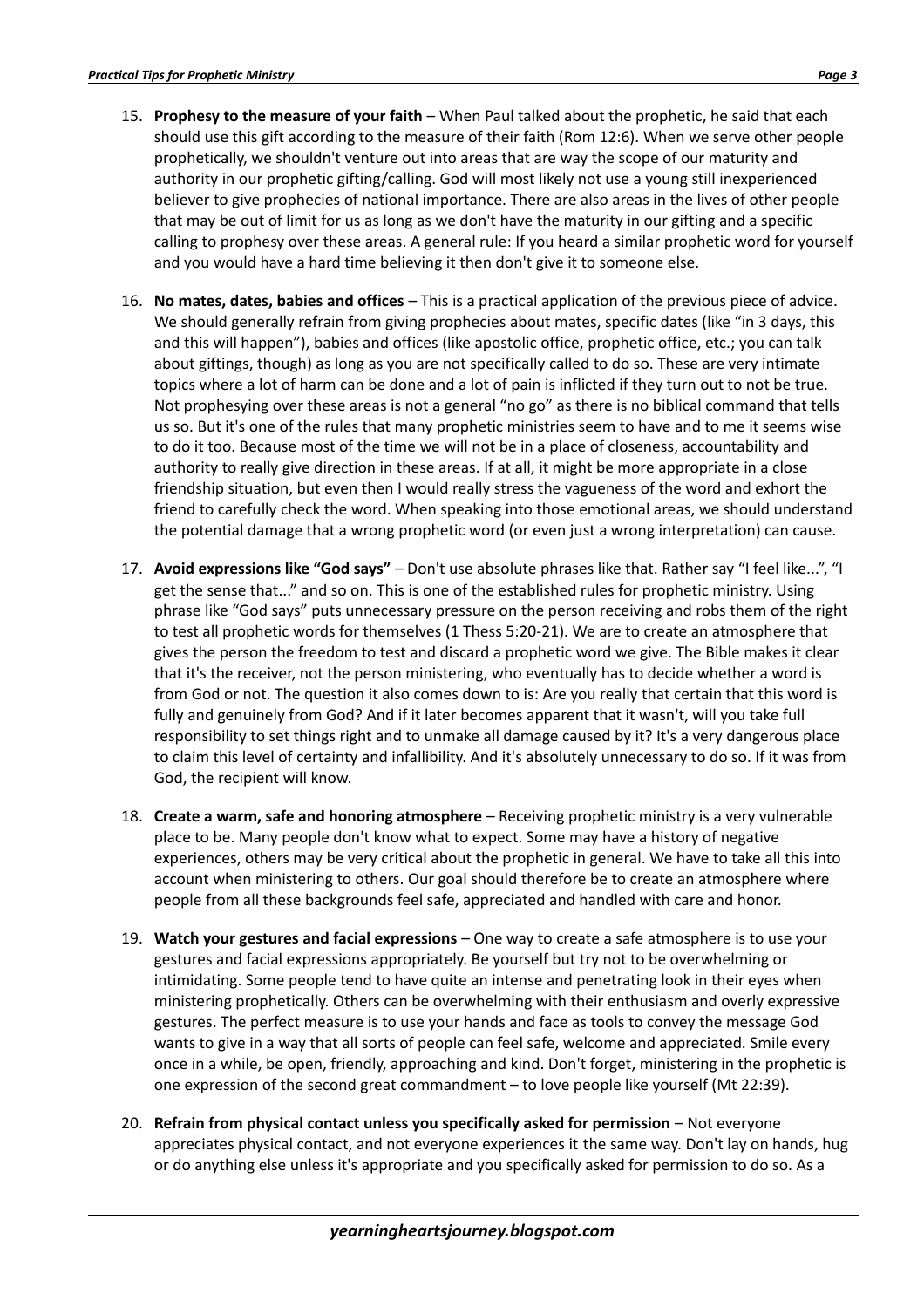15. **Prophesy to the measure of your faith** – When Paul talked about the prophetic, he said that each should use this gift according to the measure of their faith (Rom 12:6). When we serve other people prophetically, we shouldn't venture out into areas that are way the scope of our maturity and authority in our prophetic gifting/calling. God will most likely not use a young still inexperienced believer to give prophecies of national importance. There are also areas in the lives of other people that may be out of limit for us as long as we don't have the maturity in our gifting and a specific calling to prophesy over these areas. A general rule: If you heard a similar prophetic word for yourself and you would have a hard time believing it then don't give it to someone else.

16. **No mates, dates, babies and offices** – This is a practical application of the previous piece of advice. We should generally refrain from giving prophecies about mates, specific dates (like "in 3 days, this and this will happen"), babies and offices (like apostolic office, prophetic office, etc.; you can talk about giftings, though) as long as you are not specifically called to do so. These are very intimate topics where a lot of harm can be done and a lot of pain is inflicted if they turn out to not be true. Not prophesying over these areas is not a general "no go" as there is no biblical command that tells us so. But it's one of the rules that many prophetic ministries seem to have and to me it seems wise to do it too. Because most of the time we will not be in a place of closeness, accountability and authority to really give direction in these areas. If at all, it might be more appropriate in a close friendship situation, but even then I would really stress the vagueness of the word and exhort the friend to carefully check the word. When speaking into those emotional areas, we should understand the potential damage that a wrong prophetic word (or even just a wrong interpretation) can cause.

17. **Avoid expressions like "God says"** – Don't use absolute phrases like that. Rather say "I feel like...", "I get the sense that..." and so on. This is one of the established rules for prophetic ministry. Using phrase like "God says" puts unnecessary pressure on the person receiving and robs them of the right to test all prophetic words for themselves (1 Thess 5:20-21). We are to create an atmosphere that gives the person the freedom to test and discard a prophetic word we give. The Bible makes it clear that it's the receiver, not the person ministering, who eventually has to decide whether a word is from God or not. The question it also comes down to is: Are you really that certain that this word is fully and genuinely from God? And if it later becomes apparent that it wasn't, will you take full responsibility to set things right and to unmake all damage caused by it? It's a very dangerous place to claim this level of certainty and infallibility. And it's absolutely unnecessary to do so. If it was from God, the recipient will know.

18. **Create a warm, safe and honoring atmosphere** – Receiving prophetic ministry is a very vulnerable place to be. Many people don't know what to expect. Some may have a history of negative experiences, others may be very critical about the prophetic in general. We have to take all this into account when ministering to others. Our goal should therefore be to create an atmosphere where people from all these backgrounds feel safe, appreciated and handled with care and honor.

19. **Watch your gestures and facial expressions** – One way to create a safe atmosphere is to use your gestures and facial expressions appropriately. Be yourself but try not to be overwhelming or intimidating. Some people tend to have quite an intense and penetrating look in their eyes when ministering prophetically. Others can be overwhelming with their enthusiasm and overly expressive gestures. The perfect measure is to use your hands and face as tools to convey the message God wants to give in a way that all sorts of people can feel safe, welcome and appreciated. Smile every once in a while, be open, friendly, approaching and kind. Don't forget, ministering in the prophetic is one expression of the second great commandment – to love people like yourself (Mt 22:39).

20. **Refrain from physical contact unless you specifically asked for permission** – Not everyone appreciates physical contact, and not everyone experiences it the same way. Don't lay on hands, hug or do anything else unless it's appropriate and you specifically asked for permission to do so. As a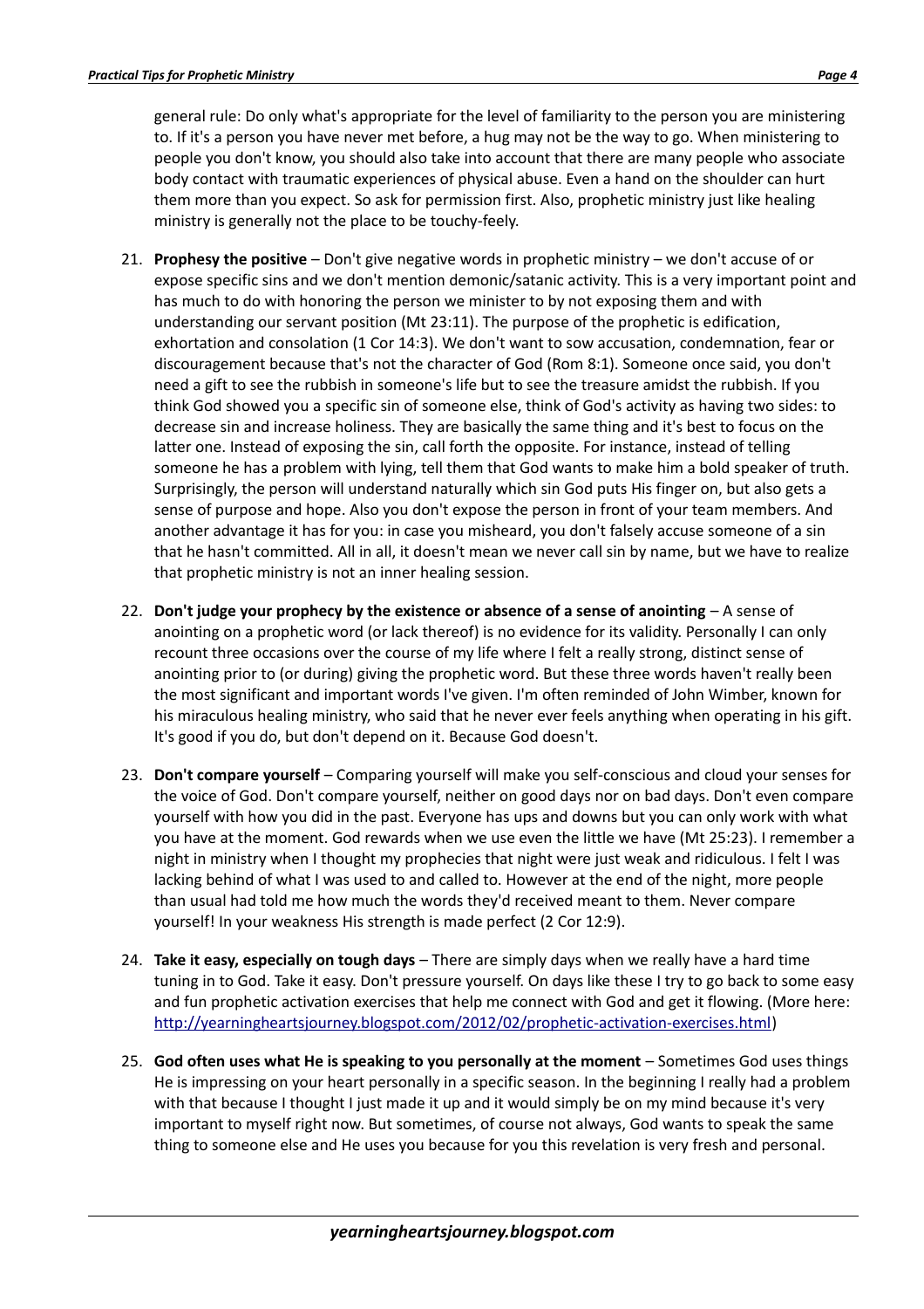general rule: Do only what's appropriate for the level of familiarity to the person you are ministering to. If it's a person you have never met before, a hug may not be the way to go. When ministering to people you don't know, you should also take into account that there are many people who associate body contact with traumatic experiences of physical abuse. Even a hand on the shoulder can hurt them more than you expect. So ask for permission first. Also, prophetic ministry just like healing ministry is generally not the place to be touchy-feely.

21. **Prophesy the positive** – Don't give negative words in prophetic ministry – we don't accuse of or expose specific sins and we don't mention demonic/satanic activity. This is a very important point and has much to do with honoring the person we minister to by not exposing them and with understanding our servant position (Mt 23:11). The purpose of the prophetic is edification, exhortation and consolation (1 Cor 14:3). We don't want to sow accusation, condemnation, fear or discouragement because that's not the character of God (Rom 8:1). Someone once said, you don't need a gift to see the rubbish in someone's life but to see the treasure amidst the rubbish. If you think God showed you a specific sin of someone else, think of God's activity as having two sides: to decrease sin and increase holiness. They are basically the same thing and it's best to focus on the latter one. Instead of exposing the sin, call forth the opposite. For instance, instead of telling someone he has a problem with lying, tell them that God wants to make him a bold speaker of truth. Surprisingly, the person will understand naturally which sin God puts His finger on, but also gets a sense of purpose and hope. Also you don't expose the person in front of your team members. And another advantage it has for you: in case you misheard, you don't falsely accuse someone of a sin that he hasn't committed. All in all, it doesn't mean we never call sin by name, but we have to realize that prophetic ministry is not an inner healing session.

22. **Don't judge your prophecy by the existence or absence of a sense of anointing** – A sense of anointing on a prophetic word (or lack thereof) is no evidence for its validity. Personally I can only recount three occasions over the course of my life where I felt a really strong, distinct sense of anointing prior to (or during) giving the prophetic word. But these three words haven't really been the most significant and important words I've given. I'm often reminded of John Wimber, known for his miraculous healing ministry, who said that he never ever feels anything when operating in his gift. It's good if you do, but don't depend on it. Because God doesn't.

23. **Don't compare yourself** – Comparing yourself will make you self-conscious and cloud your senses for the voice of God. Don't compare yourself, neither on good days nor on bad days. Don't even compare yourself with how you did in the past. Everyone has ups and downs but you can only work with what you have at the moment. God rewards when we use even the little we have (Mt 25:23). I remember a night in ministry when I thought my prophecies that night were just weak and ridiculous. I felt I was lacking behind of what I was used to and called to. However at the end of the night, more people than usual had told me how much the words they'd received meant to them. Never compare yourself! In your weakness His strength is made perfect (2 Cor 12:9).

24. **Take it easy, especially on tough days** – There are simply days when we really have a hard time tuning in to God. Take it easy. Don't pressure yourself. On days like these I try to go back to some easy and fun prophetic activation exercises that help me connect with God and get it flowing. (More here: http://yearningheartsjourney.blogspot.com/2012/02/prophetic-activation-exercises.html)

25. **God often uses what He is speaking to you personally at the moment** – Sometimes God uses things He is impressing on your heart personally in a specific season. In the beginning I really had a problem with that because I thought I just made it up and it would simply be on my mind because it's very important to myself right now. But sometimes, of course not always, God wants to speak the same thing to someone else and He uses you because for you this revelation is very fresh and personal.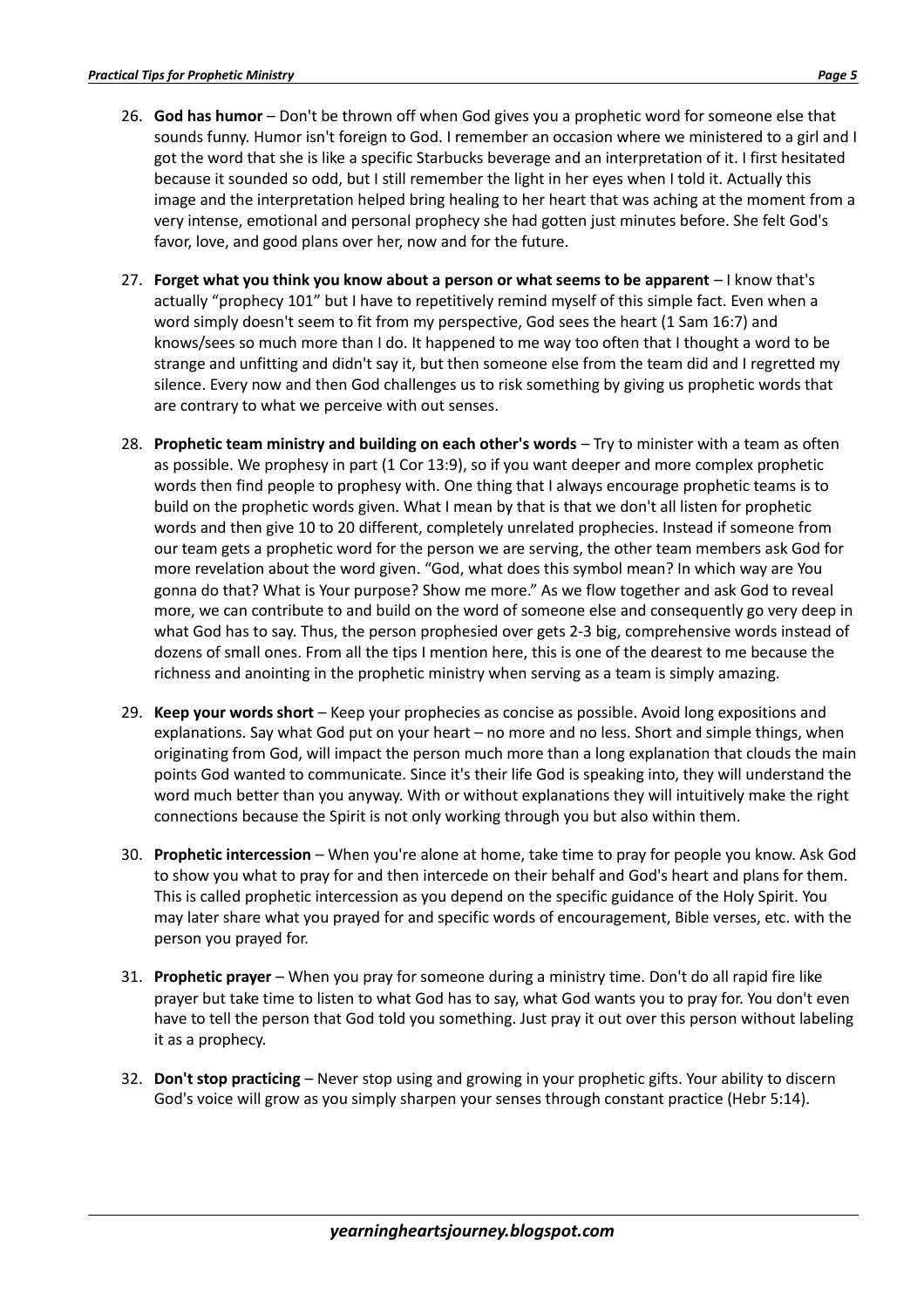26. **God has humor** – Don't be thrown off when God gives you a prophetic word for someone else that sounds funny. Humor isn't foreign to God. I remember an occasion where we ministered to a girl and I got the word that she is like a specific Starbucks beverage and an interpretation of it. I first hesitated because it sounded so odd, but I still remember the light in her eyes when I told it. Actually this image and the interpretation helped bring healing to her heart that was aching at the moment from a very intense, emotional and personal prophecy she had gotten just minutes before. She felt God's favor, love, and good plans over her, now and for the future.

27. **Forget what you think you know about a person or what seems to be apparent** – I know that's actually "prophecy 101" but I have to repetitively remind myself of this simple fact. Even when a word simply doesn't seem to fit from my perspective, God sees the heart (1 Sam 16:7) and knows/sees so much more than I do. It happened to me way too often that I thought a word to be strange and unfitting and didn't say it, but then someone else from the team did and I regretted my silence. Every now and then God challenges us to risk something by giving us prophetic words that are contrary to what we perceive with out senses.

28. **Prophetic team ministry and building on each other's words** – Try to minister with a team as often as possible. We prophesy in part (1 Cor 13:9), so if you want deeper and more complex prophetic words then find people to prophesy with. One thing that I always encourage prophetic teams is to build on the prophetic words given. What I mean by that is that we don't all listen for prophetic words and then give 10 to 20 different, completely unrelated prophecies. Instead if someone from our team gets a prophetic word for the person we are serving, the other team members ask God for more revelation about the word given. "God, what does this symbol mean? In which way are You gonna do that? What is Your purpose? Show me more." As we flow together and ask God to reveal more, we can contribute to and build on the word of someone else and consequently go very deep in what God has to say. Thus, the person prophesied over gets 2-3 big, comprehensive words instead of dozens of small ones. From all the tips I mention here, this is one of the dearest to me because the richness and anointing in the prophetic ministry when serving as a team is simply amazing.

29. **Keep your words short** – Keep your prophecies as concise as possible. Avoid long expositions and explanations. Say what God put on your heart – no more and no less. Short and simple things, when originating from God, will impact the person much more than a long explanation that clouds the main points God wanted to communicate. Since it's their life God is speaking into, they will understand the word much better than you anyway. With or without explanations they will intuitively make the right connections because the Spirit is not only working through you but also within them.

30. **Prophetic intercession** – When you're alone at home, take time to pray for people you know. Ask God to show you what to pray for and then intercede on their behalf and God's heart and plans for them. This is called prophetic intercession as you depend on the specific guidance of the Holy Spirit. You may later share what you prayed for and specific words of encouragement, Bible verses, etc. with the person you prayed for.

31. **Prophetic prayer** – When you pray for someone during a ministry time. Don't do all rapid fire like prayer but take time to listen to what God has to say, what God wants you to pray for. You don't even have to tell the person that God told you something. Just pray it out over this person without labeling it as a prophecy.

32. **Don't stop practicing** – Never stop using and growing in your prophetic gifts. Your ability to discern God's voice will grow as you simply sharpen your senses through constant practice (Hebr 5:14).